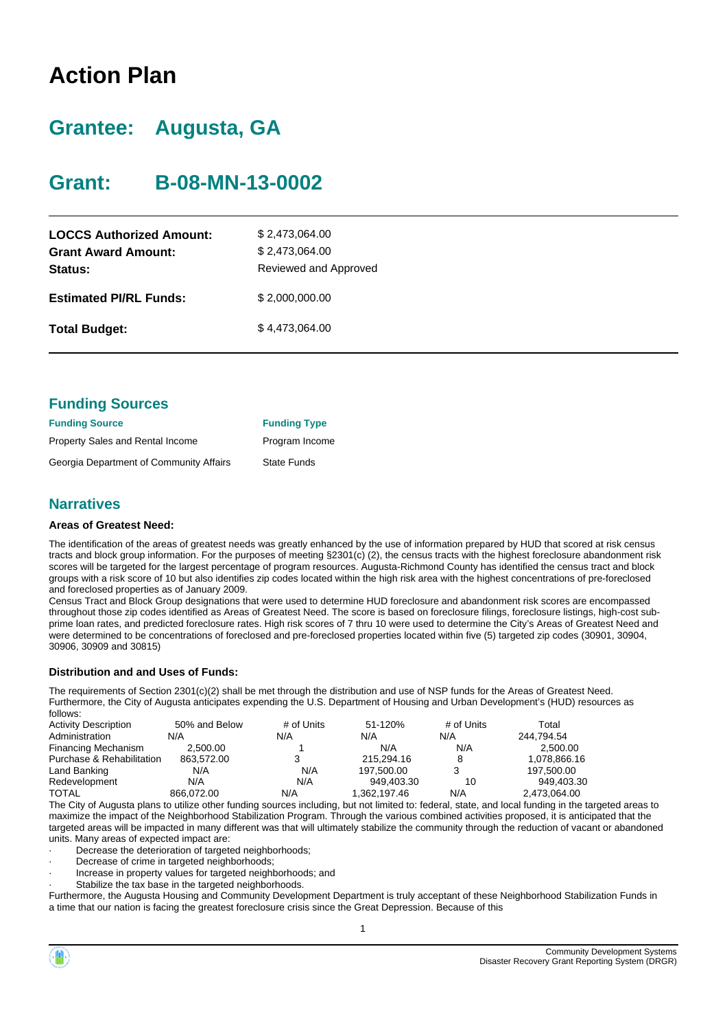# Action Plan

## Grantee: Augusta, GA

## Grant: B-08-MN-13-0002

| | |
|---|---|
| **LOCCS Authorized Amount:** | $ 2,473,064.00 |
| **Grant Award Amount:** | $ 2,473,064.00 |
| **Status:** | Reviewed and Approved |
| **Estimated PI/RL Funds:** | $ 2,000,000.00 |
| **Total Budget:** | $ 4,473,064.00 |

## Funding Sources

| Funding Source | Funding Type |
|---|---|
| Property Sales and Rental Income | Program Income |
| Georgia Department of Community Affairs | State Funds |

## Narratives

### Areas of Greatest Need:

The identification of the areas of greatest needs was greatly enhanced by the use of information prepared by HUD that scored at risk census tracts and block group information. For the purposes of meeting §2301(c) (2), the census tracts with the highest foreclosure abandonment risk scores will be targeted for the largest percentage of program resources. Augusta-Richmond County has identified the census tract and block groups with a risk score of 10 but also identifies zip codes located within the high risk area with the highest concentrations of pre-foreclosed and foreclosed properties as of January 2009.
Census Tract and Block Group designations that were used to determine HUD foreclosure and abandonment risk scores are encompassed throughout those zip codes identified as Areas of Greatest Need. The score is based on foreclosure filings, foreclosure listings, high-cost sub-prime loan rates, and predicted foreclosure rates. High risk scores of 7 thru 10 were used to determine the City's Areas of Greatest Need and were determined to be concentrations of foreclosed and pre-foreclosed properties located within five (5) targeted zip codes (30901, 30904, 30906, 30909 and 30815)

### Distribution and and Uses of Funds:

The requirements of Section 2301(c)(2) shall be met through the distribution and use of NSP funds for the Areas of Greatest Need. Furthermore, the City of Augusta anticipates expending the U.S. Department of Housing and Urban Development's (HUD) resources as follows:

| Activity Description | 50% and Below | # of Units | 51-120% | # of Units | Total |
|---|---|---|---|---|---|
| Administration | N/A | N/A | N/A | N/A | 244,794.54 |
| Financing Mechanism | 2,500.00 | 1 | N/A | N/A | 2,500.00 |
| Purchase & Rehabilitation | 863,572.00 | 3 | 215,294.16 | 8 | 1,078,866.16 |
| Land Banking | N/A | N/A | 197,500.00 | 3 | 197,500.00 |
| Redevelopment | N/A | N/A | 949,403.30 | 10 | 949,403.30 |
| TOTAL | 866,072.00 | N/A | 1,362,197.46 | N/A | 2,473,064.00 |

The City of Augusta plans to utilize other funding sources including, but not limited to: federal, state, and local funding in the targeted areas to maximize the impact of the Neighborhood Stabilization Program. Through the various combined activities proposed, it is anticipated that the targeted areas will be impacted in many different was that will ultimately stabilize the community through the reduction of vacant or abandoned units. Many areas of expected impact are:

- Decrease the deterioration of targeted neighborhoods;
- Decrease of crime in targeted neighborhoods;
- Increase in property values for targeted neighborhoods; and
- Stabilize the tax base in the targeted neighborhoods.

Furthermore, the Augusta Housing and Community Development Department is truly acceptant of these Neighborhood Stabilization Funds in a time that our nation is facing the greatest foreclosure crisis since the Great Depression. Because of this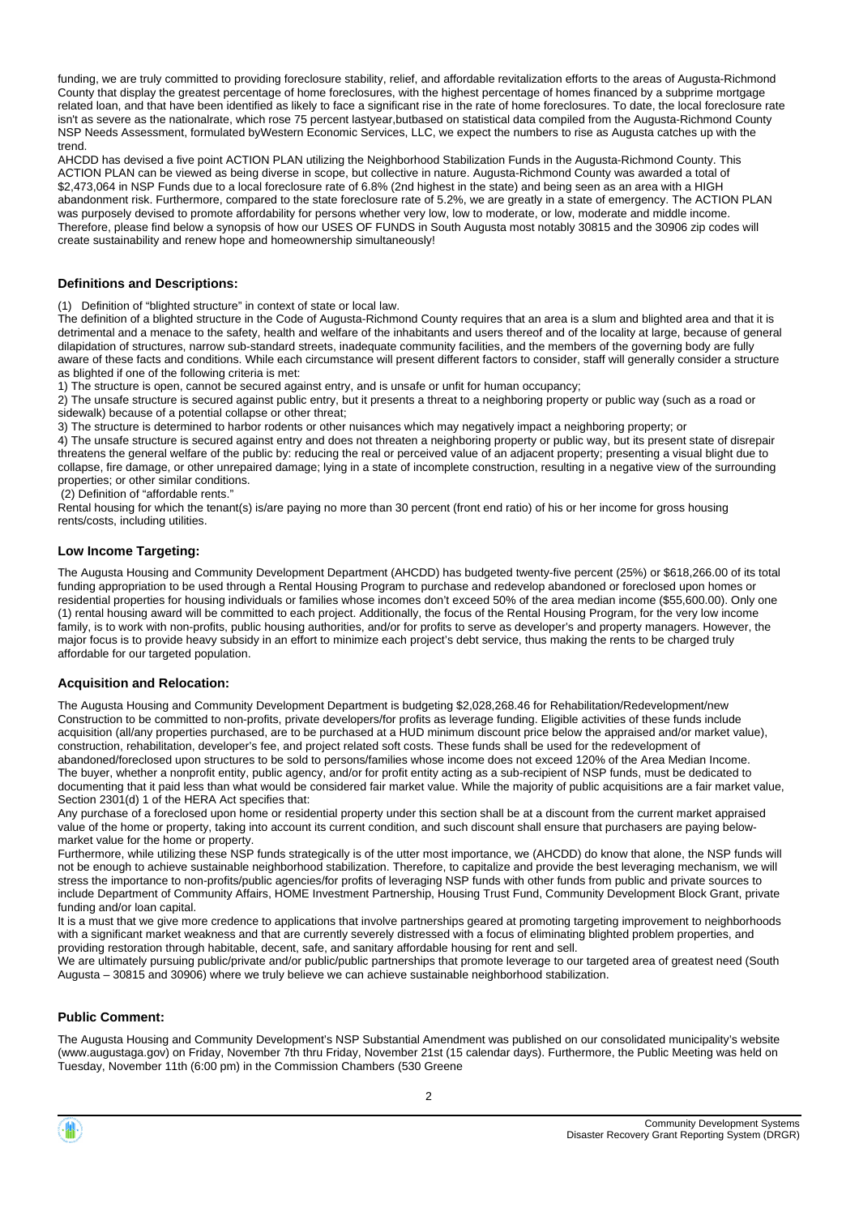funding, we are truly committed to providing foreclosure stability, relief, and affordable revitalization efforts to the areas of Augusta-Richmond County that display the greatest percentage of home foreclosures, with the highest percentage of homes financed by a subprime mortgage related loan, and that have been identified as likely to face a significant rise in the rate of home foreclosures. To date, the local foreclosure rate isn't as severe as the nationalrate, which rose 75 percent lastyear,butbased on statistical data compiled from the Augusta-Richmond County NSP Needs Assessment, formulated byWestern Economic Services, LLC, we expect the numbers to rise as Augusta catches up with the trend.

AHCDD has devised a five point ACTION PLAN utilizing the Neighborhood Stabilization Funds in the Augusta-Richmond County. This ACTION PLAN can be viewed as being diverse in scope, but collective in nature. Augusta-Richmond County was awarded a total of $2,473,064 in NSP Funds due to a local foreclosure rate of 6.8% (2nd highest in the state) and being seen as an area with a HIGH abandonment risk. Furthermore, compared to the state foreclosure rate of 5.2%, we are greatly in a state of emergency. The ACTION PLAN was purposely devised to promote affordability for persons whether very low, low to moderate, or low, moderate and middle income. Therefore, please find below a synopsis of how our USES OF FUNDS in South Augusta most notably 30815 and the 30906 zip codes will create sustainability and renew hope and homeownership simultaneously!

### Definitions and Descriptions:

(1) Definition of "blighted structure" in context of state or local law.

The definition of a blighted structure in the Code of Augusta-Richmond County requires that an area is a slum and blighted area and that it is detrimental and a menace to the safety, health and welfare of the inhabitants and users thereof and of the locality at large, because of general dilapidation of structures, narrow sub-standard streets, inadequate community facilities, and the members of the governing body are fully aware of these facts and conditions. While each circumstance will present different factors to consider, staff will generally consider a structure as blighted if one of the following criteria is met:

1) The structure is open, cannot be secured against entry, and is unsafe or unfit for human occupancy;

2) The unsafe structure is secured against public entry, but it presents a threat to a neighboring property or public way (such as a road or sidewalk) because of a potential collapse or other threat;

3) The structure is determined to harbor rodents or other nuisances which may negatively impact a neighboring property; or

4) The unsafe structure is secured against entry and does not threaten a neighboring property or public way, but its present state of disrepair threatens the general welfare of the public by: reducing the real or perceived value of an adjacent property; presenting a visual blight due to collapse, fire damage, or other unrepaired damage; lying in a state of incomplete construction, resulting in a negative view of the surrounding properties; or other similar conditions.

(2) Definition of "affordable rents."

Rental housing for which the tenant(s) is/are paying no more than 30 percent (front end ratio) of his or her income for gross housing rents/costs, including utilities.

### Low Income Targeting:

The Augusta Housing and Community Development Department (AHCDD) has budgeted twenty-five percent (25%) or $618,266.00 of its total funding appropriation to be used through a Rental Housing Program to purchase and redevelop abandoned or foreclosed upon homes or residential properties for housing individuals or families whose incomes don't exceed 50% of the area median income ($55,600.00). Only one (1) rental housing award will be committed to each project. Additionally, the focus of the Rental Housing Program, for the very low income family, is to work with non-profits, public housing authorities, and/or for profits to serve as developer's and property managers. However, the major focus is to provide heavy subsidy in an effort to minimize each project's debt service, thus making the rents to be charged truly affordable for our targeted population.

### Acquisition and Relocation:

The Augusta Housing and Community Development Department is budgeting $2,028,268.46 for Rehabilitation/Redevelopment/new Construction to be committed to non-profits, private developers/for profits as leverage funding. Eligible activities of these funds include acquisition (all/any properties purchased, are to be purchased at a HUD minimum discount price below the appraised and/or market value), construction, rehabilitation, developer's fee, and project related soft costs. These funds shall be used for the redevelopment of abandoned/foreclosed upon structures to be sold to persons/families whose income does not exceed 120% of the Area Median Income.

The buyer, whether a nonprofit entity, public agency, and/or for profit entity acting as a sub-recipient of NSP funds, must be dedicated to documenting that it paid less than what would be considered fair market value. While the majority of public acquisitions are a fair market value, Section 2301(d) 1 of the HERA Act specifies that:

Any purchase of a foreclosed upon home or residential property under this section shall be at a discount from the current market appraised value of the home or property, taking into account its current condition, and such discount shall ensure that purchasers are paying below-market value for the home or property.

Furthermore, while utilizing these NSP funds strategically is of the utter most importance, we (AHCDD) do know that alone, the NSP funds will not be enough to achieve sustainable neighborhood stabilization. Therefore, to capitalize and provide the best leveraging mechanism, we will stress the importance to non-profits/public agencies/for profits of leveraging NSP funds with other funds from public and private sources to include Department of Community Affairs, HOME Investment Partnership, Housing Trust Fund, Community Development Block Grant, private funding and/or loan capital.

It is a must that we give more credence to applications that involve partnerships geared at promoting targeting improvement to neighborhoods with a significant market weakness and that are currently severely distressed with a focus of eliminating blighted problem properties, and providing restoration through habitable, decent, safe, and sanitary affordable housing for rent and sell.

We are ultimately pursuing public/private and/or public/public partnerships that promote leverage to our targeted area of greatest need (South Augusta – 30815 and 30906) where we truly believe we can achieve sustainable neighborhood stabilization.

### Public Comment:

The Augusta Housing and Community Development's NSP Substantial Amendment was published on our consolidated municipality's website (www.augustaga.gov) on Friday, November 7th thru Friday, November 21st (15 calendar days). Furthermore, the Public Meeting was held on Tuesday, November 11th (6:00 pm) in the Commission Chambers (530 Greene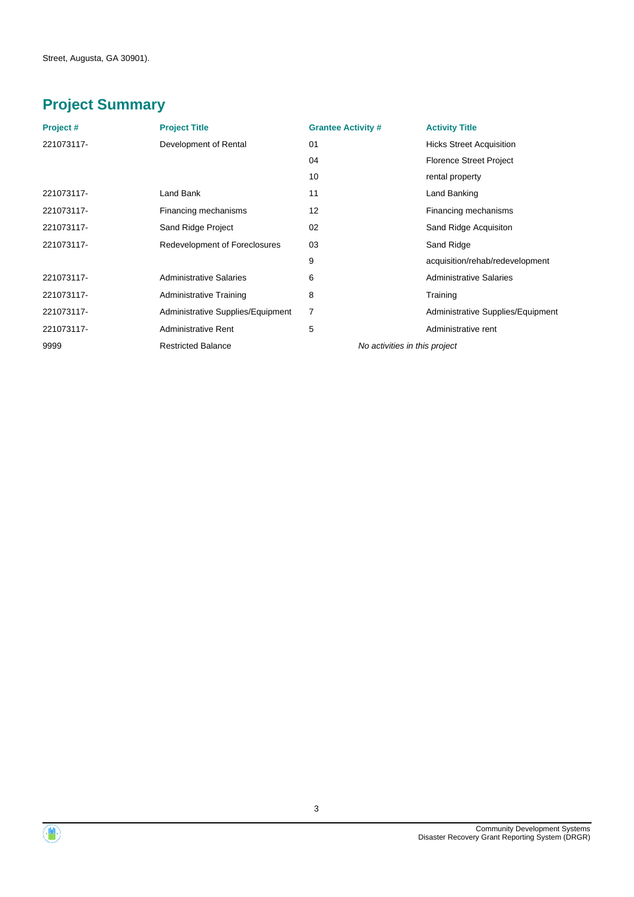Street, Augusta, GA 30901).

## Project Summary

| Project # | Project Title | Grantee Activity # | Activity Title |
|---|---|---|---|
| 221073117- | Development of Rental | 01 | Hicks Street Acquisition |
| | | 04 | Florence Street Project |
| | | 10 | rental property |
| 221073117- | Land Bank | 11 | Land Banking |
| 221073117- | Financing mechanisms | 12 | Financing mechanisms |
| 221073117- | Sand Ridge Project | 02 | Sand Ridge Acquisiton |
| 221073117- | Redevelopment of Foreclosures | 03 | Sand Ridge |
| | | 9 | acquisition/rehab/redevelopment |
| 221073117- | Administrative Salaries | 6 | Administrative Salaries |
| 221073117- | Administrative Training | 8 | Training |
| 221073117- | Administrative Supplies/Equipment | 7 | Administrative Supplies/Equipment |
| 221073117- | Administrative Rent | 5 | Administrative rent |
| 9999 | Restricted Balance | *No activities in this project* | |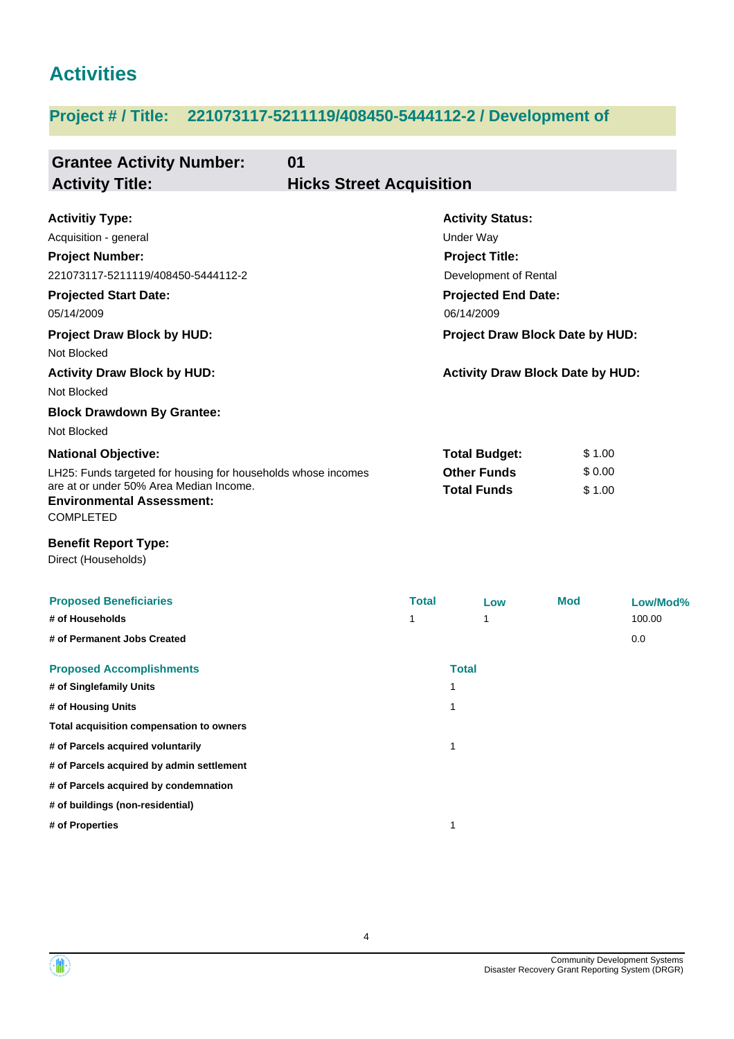# Activities

## Project # / Title: 221073117-5211119/408450-5444112-2 / Development of

**Grantee Activity Number:** 01
**Activity Title:** Hicks Street Acquisition

**Activitiy Type:**
Acquisition - general

**Activity Status:**
Under Way

**Project Number:**
221073117-5211119/408450-5444112-2

**Project Title:**
Development of Rental

**Projected Start Date:**
05/14/2009

**Projected End Date:**
06/14/2009

**Project Draw Block by HUD:**
Not Blocked

**Project Draw Block Date by HUD:**

**Activity Draw Block by HUD:**
Not Blocked

**Activity Draw Block Date by HUD:**

**Block Drawdown By Grantee:**
Not Blocked

**National Objective:**
LH25: Funds targeted for housing for households whose incomes are at or under 50% Area Median Income.

| | |
|---|---|
| **Total Budget:** | $ 1.00 |
| **Other Funds** | $ 0.00 |
| **Total Funds** | $ 1.00 |

**Environmental Assessment:**
COMPLETED

**Benefit Report Type:**
Direct (Households)

| Proposed Beneficiaries | Total | Low | Mod | Low/Mod% |
|---|---|---|---|---|
| # of Households | 1 | 1 | | 100.00 |
| # of Permanent Jobs Created | | | | 0.0 |

| Proposed Accomplishments | Total |
|---|---|
| # of Singlefamily Units | 1 |
| # of Housing Units | 1 |
| Total acquisition compensation to owners | |
| # of Parcels acquired voluntarily | 1 |
| # of Parcels acquired by admin settlement | |
| # of Parcels acquired by condemnation | |
| # of buildings (non-residential) | |
| # of Properties | 1 |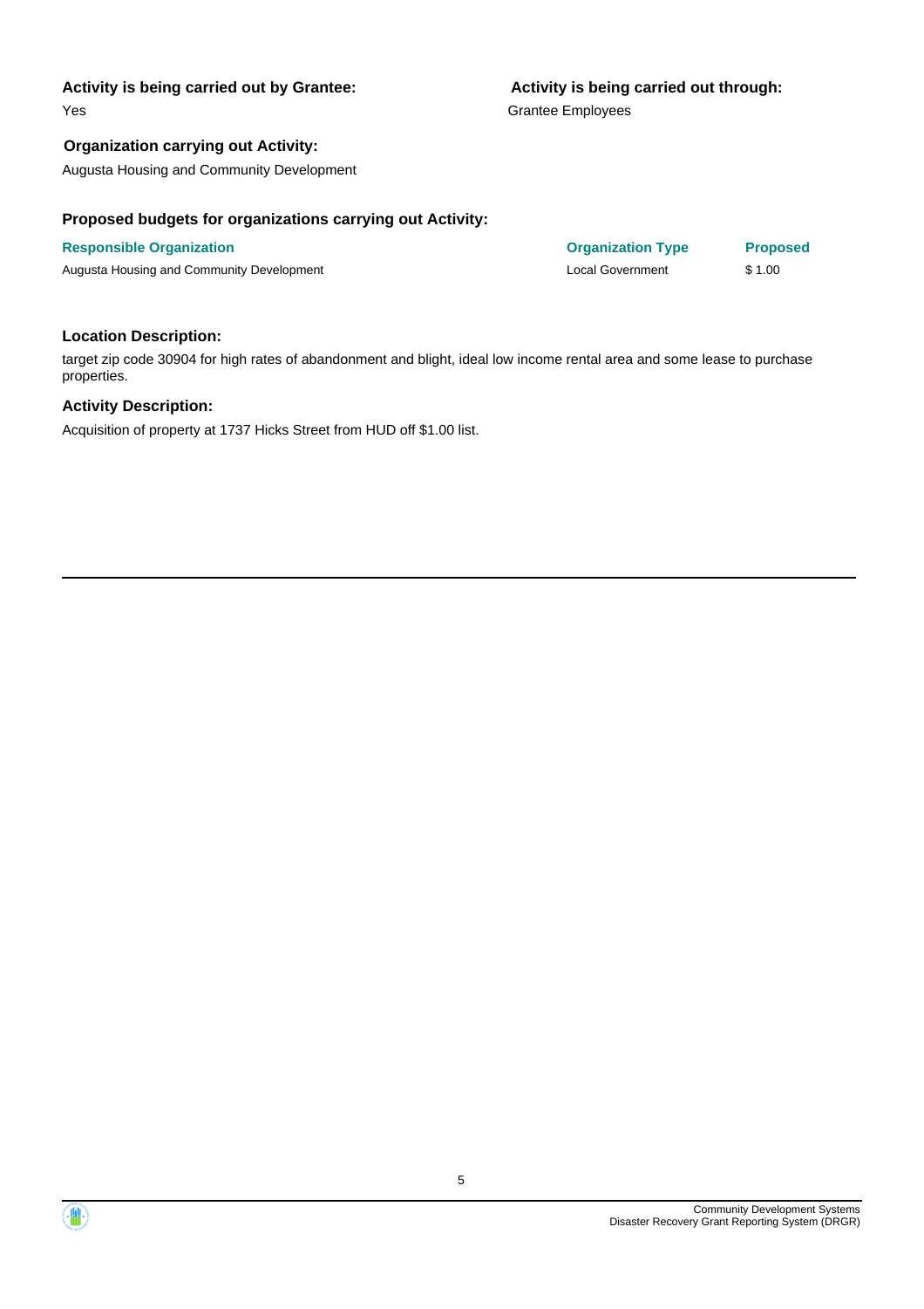**Activity is being carried out by Grantee:**

Yes

**Activity is being carried out through:**

Grantee Employees

**Organization carrying out Activity:**

Augusta Housing and Community Development

**Proposed budgets for organizations carrying out Activity:**

| Responsible Organization | Organization Type | Proposed |
| --- | --- | --- |
| Augusta Housing and Community Development | Local Government | $ 1.00 |

**Location Description:**

target zip code 30904 for high rates of abandonment and blight, ideal low income rental area and some lease to purchase properties.

**Activity Description:**

Acquisition of property at 1737 Hicks Street from HUD off $1.00 list.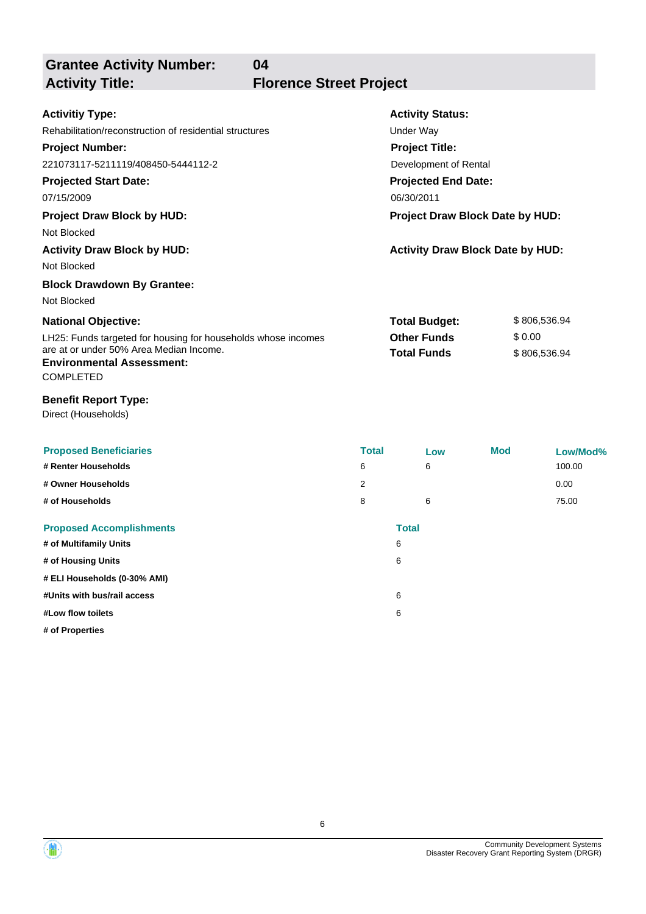## Grantee Activity Number: 04
## Activity Title: Florence Street Project

**Activitiy Type:**
Rehabilitation/reconstruction of residential structures

**Activity Status:**
Under Way

**Project Number:**
221073117-5211119/408450-5444112-2

**Project Title:**
Development of Rental

**Projected Start Date:**
07/15/2009

**Projected End Date:**
06/30/2011

**Project Draw Block by HUD:**
Not Blocked

**Project Draw Block Date by HUD:**

**Activity Draw Block by HUD:**
Not Blocked

**Activity Draw Block Date by HUD:**

**Block Drawdown By Grantee:**
Not Blocked

**National Objective:**
LH25: Funds targeted for housing for households whose incomes are at or under 50% Area Median Income.

| | |
|---|---|
| **Total Budget:** | $ 806,536.94 |
| **Other Funds** | $ 0.00 |
| **Total Funds** | $ 806,536.94 |

**Environmental Assessment:**
COMPLETED

**Benefit Report Type:**
Direct (Households)

| Proposed Beneficiaries | Total | Low | Mod | Low/Mod% |
|---|---|---|---|---|
| # Renter Households | 6 | 6 | | 100.00 |
| # Owner Households | 2 | | | 0.00 |
| # of Households | 8 | 6 | | 75.00 |

| Proposed Accomplishments | Total |
|---|---|
| # of Multifamily Units | 6 |
| # of Housing Units | 6 |
| # ELI Households (0-30% AMI) | |
| #Units with bus/rail access | 6 |
| #Low flow toilets | 6 |
| # of Properties | |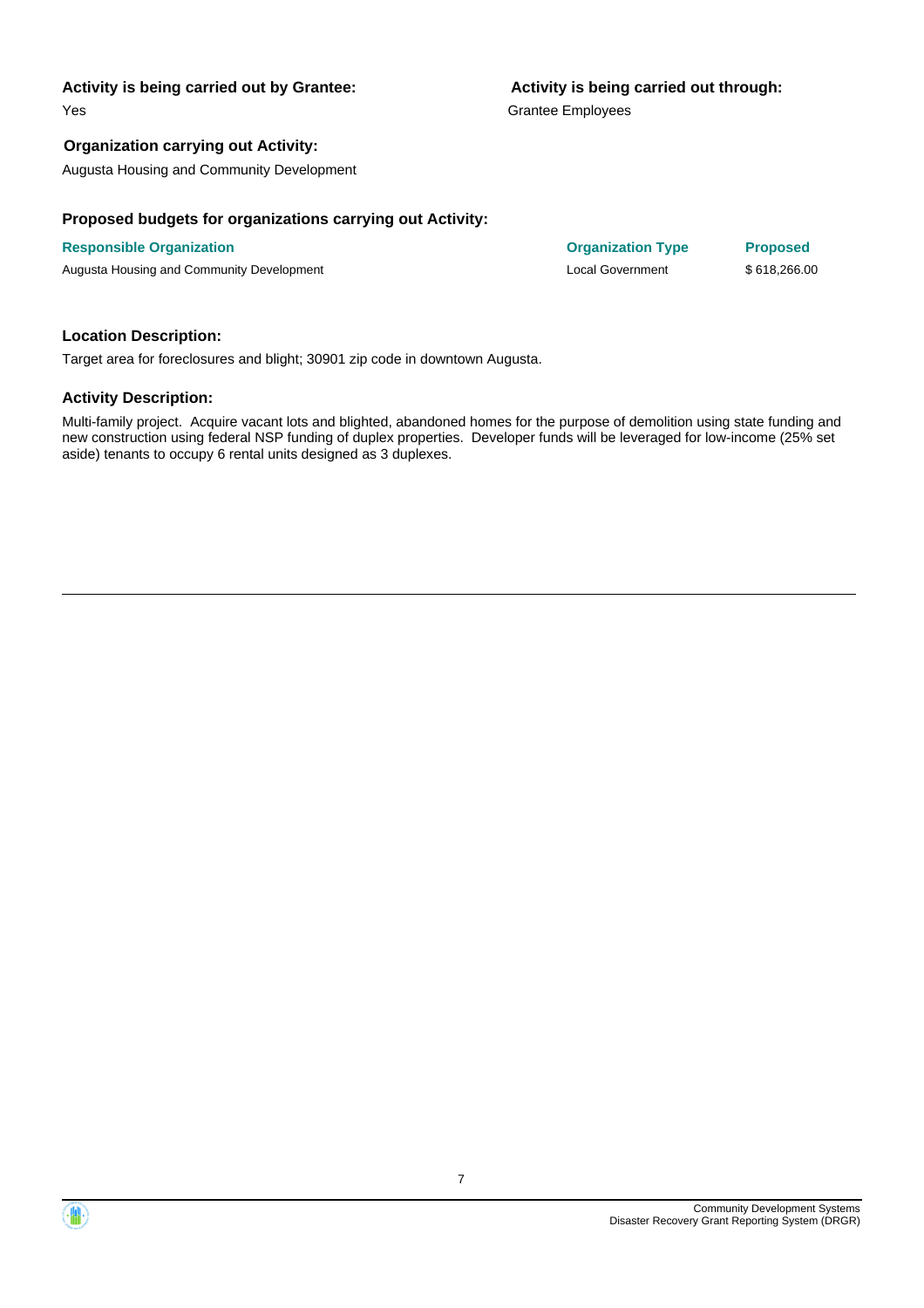**Activity is being carried out by Grantee:**

Yes

**Activity is being carried out through:**

Grantee Employees

**Organization carrying out Activity:**

Augusta Housing and Community Development

**Proposed budgets for organizations carrying out Activity:**

| Responsible Organization | Organization Type | Proposed |
|---|---|---|
| Augusta Housing and Community Development | Local Government | $ 618,266.00 |

**Location Description:**

Target area for foreclosures and blight; 30901 zip code in downtown Augusta.

**Activity Description:**

Multi-family project. Acquire vacant lots and blighted, abandoned homes for the purpose of demolition using state funding and new construction using federal NSP funding of duplex properties. Developer funds will be leveraged for low-income (25% set aside) tenants to occupy 6 rental units designed as 3 duplexes.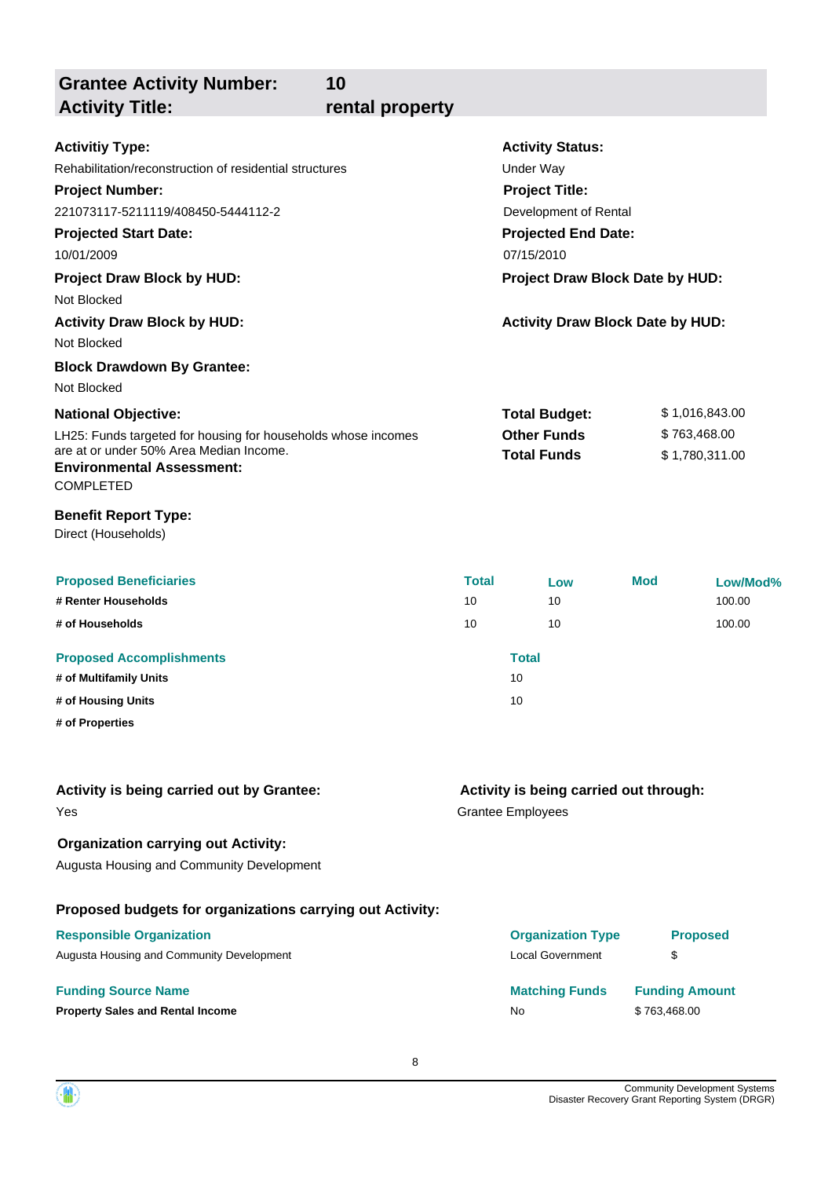## Grantee Activity Number: 10
## Activity Title: rental property

**Activitiy Type:**
Rehabilitation/reconstruction of residential structures

**Activity Status:**
Under Way

**Project Number:**
221073117-5211119/408450-5444112-2

**Project Title:**
Development of Rental

**Projected Start Date:**
10/01/2009

**Projected End Date:**
07/15/2010

**Project Draw Block by HUD:**
Not Blocked

**Project Draw Block Date by HUD:**

**Activity Draw Block by HUD:**
Not Blocked

**Activity Draw Block Date by HUD:**

**Block Drawdown By Grantee:**
Not Blocked

**National Objective:**
LH25: Funds targeted for housing for households whose incomes are at or under 50% Area Median Income.

| | |
|---|---|
| **Total Budget:** | $ 1,016,843.00 |
| **Other Funds** | $ 763,468.00 |
| **Total Funds** | $ 1,780,311.00 |

**Environmental Assessment:**
COMPLETED

**Benefit Report Type:**
Direct (Households)

| Proposed Beneficiaries | Total | Low | Mod | Low/Mod% |
|---|---|---|---|---|
| **# Renter Households** | 10 | 10 | | 100.00 |
| **# of Households** | 10 | 10 | | 100.00 |

| Proposed Accomplishments | Total |
|---|---|
| **# of Multifamily Units** | 10 |
| **# of Housing Units** | 10 |
| **# of Properties** | |

**Activity is being carried out by Grantee:**
Yes

**Activity is being carried out through:**
Grantee Employees

**Organization carrying out Activity:**
Augusta Housing and Community Development

**Proposed budgets for organizations carrying out Activity:**

| Responsible Organization | Organization Type | Proposed |
|---|---|---|
| Augusta Housing and Community Development | Local Government | $ |

| Funding Source Name | Matching Funds | Funding Amount |
|---|---|---|
| **Property Sales and Rental Income** | No | $ 763,468.00 |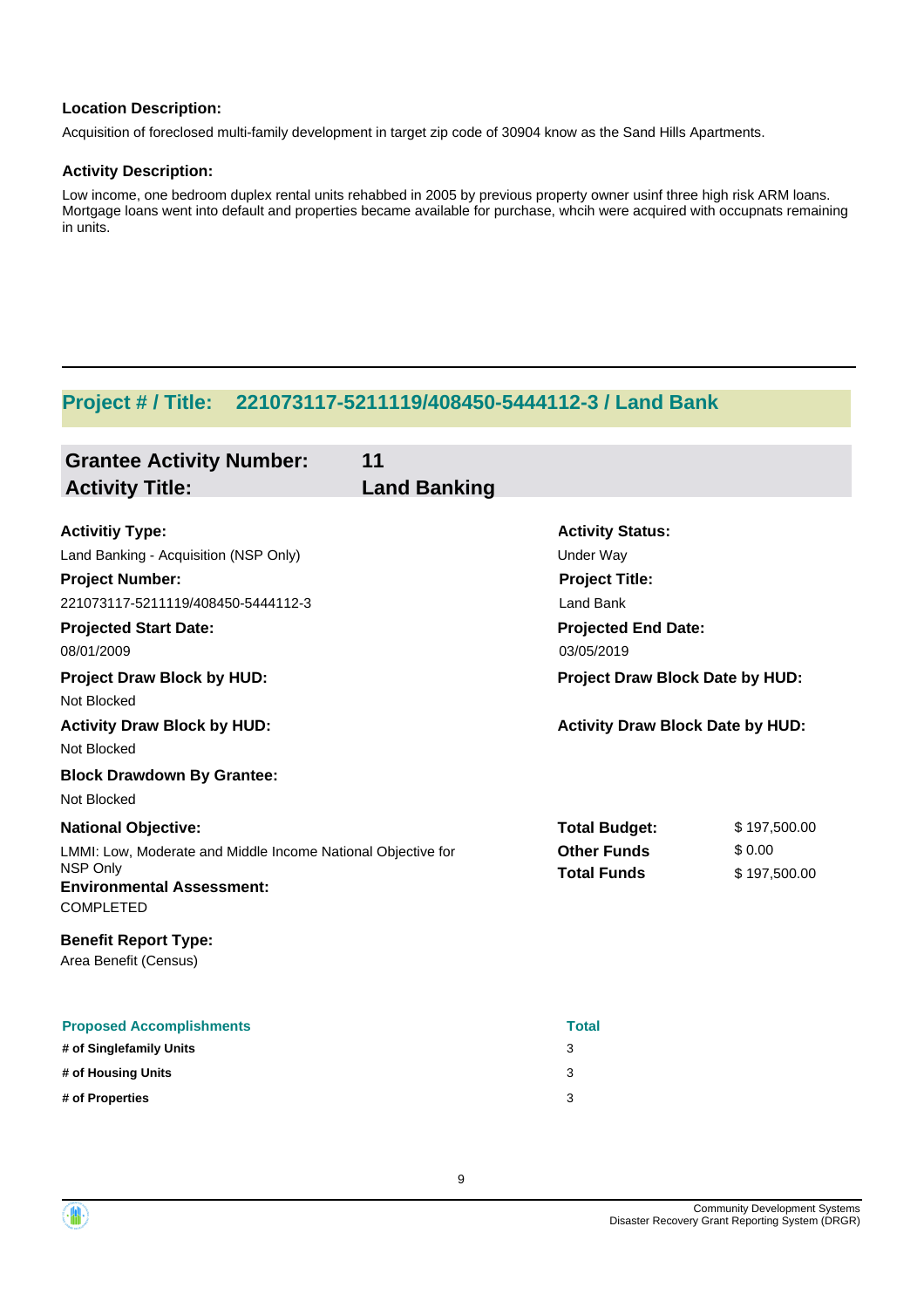**Location Description:**

Acquisition of foreclosed multi-family development in target zip code of 30904 know as the Sand Hills Apartments.

**Activity Description:**

Low income, one bedroom duplex rental units rehabbed in 2005 by previous property owner usinf three high risk ARM loans. Mortgage loans went into default and properties became available for purchase, whcih were acquired with occupnats remaining in units.

---

## Project # / Title: 221073117-5211119/408450-5444112-3 / Land Bank

**Grantee Activity Number:** 11
**Activity Title:** Land Banking

**Activitiy Type:**
Land Banking - Acquisition (NSP Only)

**Activity Status:**
Under Way

**Project Number:**
221073117-5211119/408450-5444112-3

**Project Title:**
Land Bank

**Projected Start Date:**
08/01/2009

**Projected End Date:**
03/05/2019

**Project Draw Block by HUD:**
Not Blocked

**Project Draw Block Date by HUD:**

**Activity Draw Block by HUD:**
Not Blocked

**Activity Draw Block Date by HUD:**

**Block Drawdown By Grantee:**
Not Blocked

**National Objective:**
LMMI: Low, Moderate and Middle Income National Objective for NSP Only

| | |
|---|---|
| **Total Budget:** | $ 197,500.00 |
| **Other Funds** | $ 0.00 |
| **Total Funds** | $ 197,500.00 |

**Environmental Assessment:**
COMPLETED

**Benefit Report Type:**
Area Benefit (Census)

| Proposed Accomplishments | Total |
|---|---|
| **# of Singlefamily Units** | 3 |
| **# of Housing Units** | 3 |
| **# of Properties** | 3 |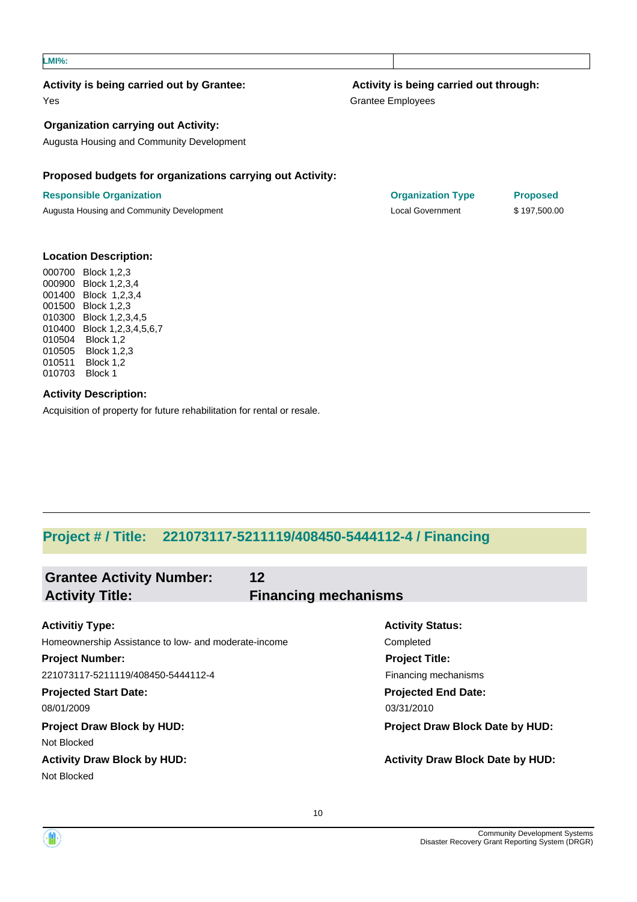| LMI%: | |
|---|---|

**Activity is being carried out by Grantee:**

Yes

**Activity is being carried out through:**

Grantee Employees

**Organization carrying out Activity:**

Augusta Housing and Community Development

**Proposed budgets for organizations carrying out Activity:**

| Responsible Organization | Organization Type | Proposed |
|---|---|---|
| Augusta Housing and Community Development | Local Government | $ 197,500.00 |

**Location Description:**

000700 Block 1,2,3
000900 Block 1,2,3,4
001400 Block 1,2,3,4
001500 Block 1,2,3
010300 Block 1,2,3,4,5
010400 Block 1,2,3,4,5,6,7
010504 Block 1,2
010505 Block 1,2,3
010511 Block 1,2
010703 Block 1

**Activity Description:**

Acquisition of property for future rehabilitation for rental or resale.

## Project # / Title: 221073117-5211119/408450-5444112-4 / Financing

### Grantee Activity Number: 12
### Activity Title: Financing mechanisms

**Activitiy Type:**

Homeownership Assistance to low- and moderate-income

**Activity Status:**

Completed

**Project Number:**

221073117-5211119/408450-5444112-4

**Project Title:**

Financing mechanisms

**Projected Start Date:**

08/01/2009

**Projected End Date:**

03/31/2010

**Project Draw Block by HUD:**

Not Blocked

**Project Draw Block Date by HUD:**

**Activity Draw Block by HUD:**

Not Blocked

**Activity Draw Block Date by HUD:**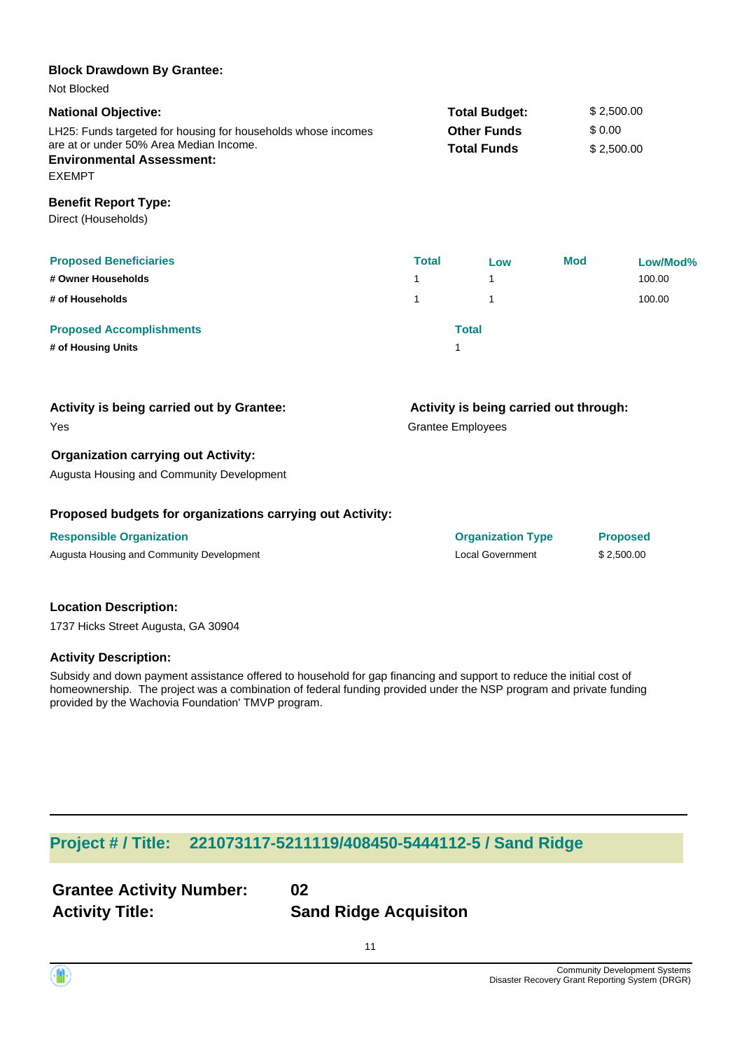**Block Drawdown By Grantee:**

Not Blocked

**National Objective:**

LH25: Funds targeted for housing for households whose incomes are at or under 50% Area Median Income.

| | |
|---|---|
| **Total Budget:** | $ 2,500.00 |
| **Other Funds** | $ 0.00 |
| **Total Funds** | $ 2,500.00 |

**Environmental Assessment:**

EXEMPT

**Benefit Report Type:**

Direct (Households)

| Proposed Beneficiaries | Total | Low | Mod | Low/Mod% |
|---|---|---|---|---|
| # Owner Households | 1 | 1 | | 100.00 |
| # of Households | 1 | 1 | | 100.00 |

| Proposed Accomplishments | Total |
|---|---|
| # of Housing Units | 1 |

**Activity is being carried out by Grantee:**

Yes

**Activity is being carried out through:**

Grantee Employees

**Organization carrying out Activity:**

Augusta Housing and Community Development

**Proposed budgets for organizations carrying out Activity:**

| Responsible Organization | Organization Type | Proposed |
|---|---|---|
| Augusta Housing and Community Development | Local Government | $ 2,500.00 |

**Location Description:**

1737 Hicks Street Augusta, GA 30904

**Activity Description:**

Subsidy and down payment assistance offered to household for gap financing and support to reduce the initial cost of homeownership. The project was a combination of federal funding provided under the NSP program and private funding provided by the Wachovia Foundation' TMVP program.

## Project # / Title: 221073117-5211119/408450-5444112-5 / Sand Ridge

**Grantee Activity Number:** 02

**Activity Title:** Sand Ridge Acquisiton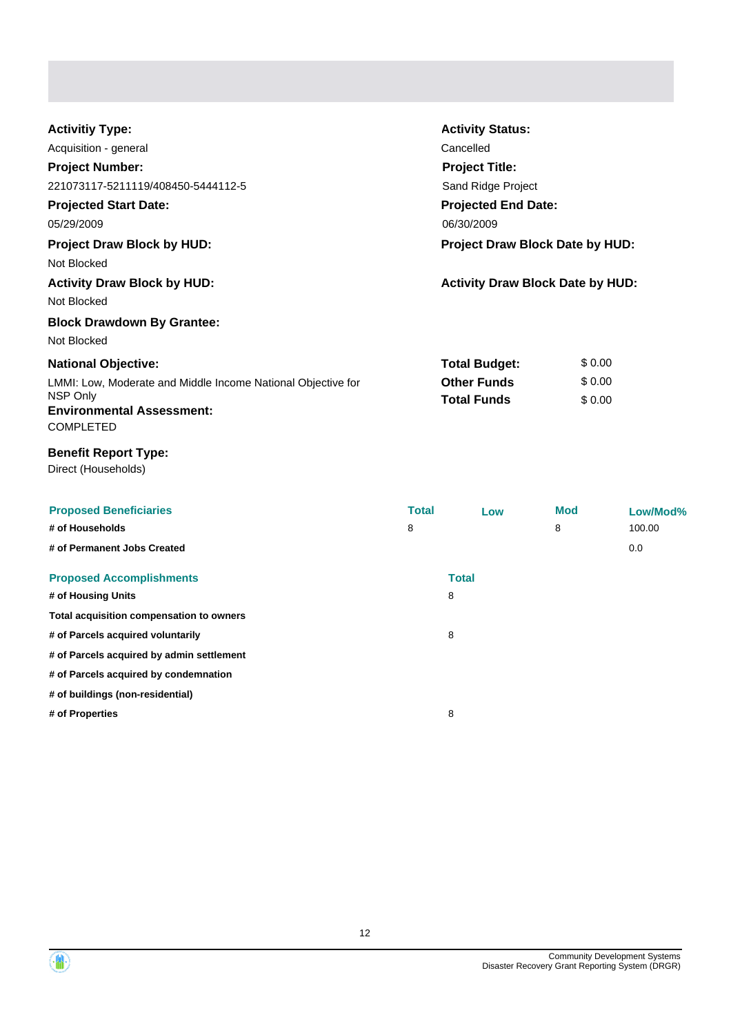**Activitiy Type:**

Acquisition - general

**Activity Status:**

Cancelled

**Project Number:**

221073117-5211119/408450-5444112-5

**Project Title:**

Sand Ridge Project

**Projected Start Date:**

05/29/2009

**Projected End Date:**

06/30/2009

**Project Draw Block by HUD:**

Not Blocked

**Project Draw Block Date by HUD:**

**Activity Draw Block by HUD:**

Not Blocked

**Activity Draw Block Date by HUD:**

**Block Drawdown By Grantee:**

Not Blocked

**National Objective:**

LMMI: Low, Moderate and Middle Income National Objective for NSP Only

**Total Budget:** $ 0.00

**Other Funds** $ 0.00

**Total Funds** $ 0.00

**Environmental Assessment:**

COMPLETED

**Benefit Report Type:**

Direct (Households)

| Proposed Beneficiaries | Total | Low | Mod | Low/Mod% |
|---|---|---|---|---|
| # of Households | 8 | | 8 | 100.00 |
| # of Permanent Jobs Created | | | | 0.0 |

| Proposed Accomplishments | Total |
|---|---|
| # of Housing Units | 8 |
| Total acquisition compensation to owners | |
| # of Parcels acquired voluntarily | 8 |
| # of Parcels acquired by admin settlement | |
| # of Parcels acquired by condemnation | |
| # of buildings (non-residential) | |
| # of Properties | 8 |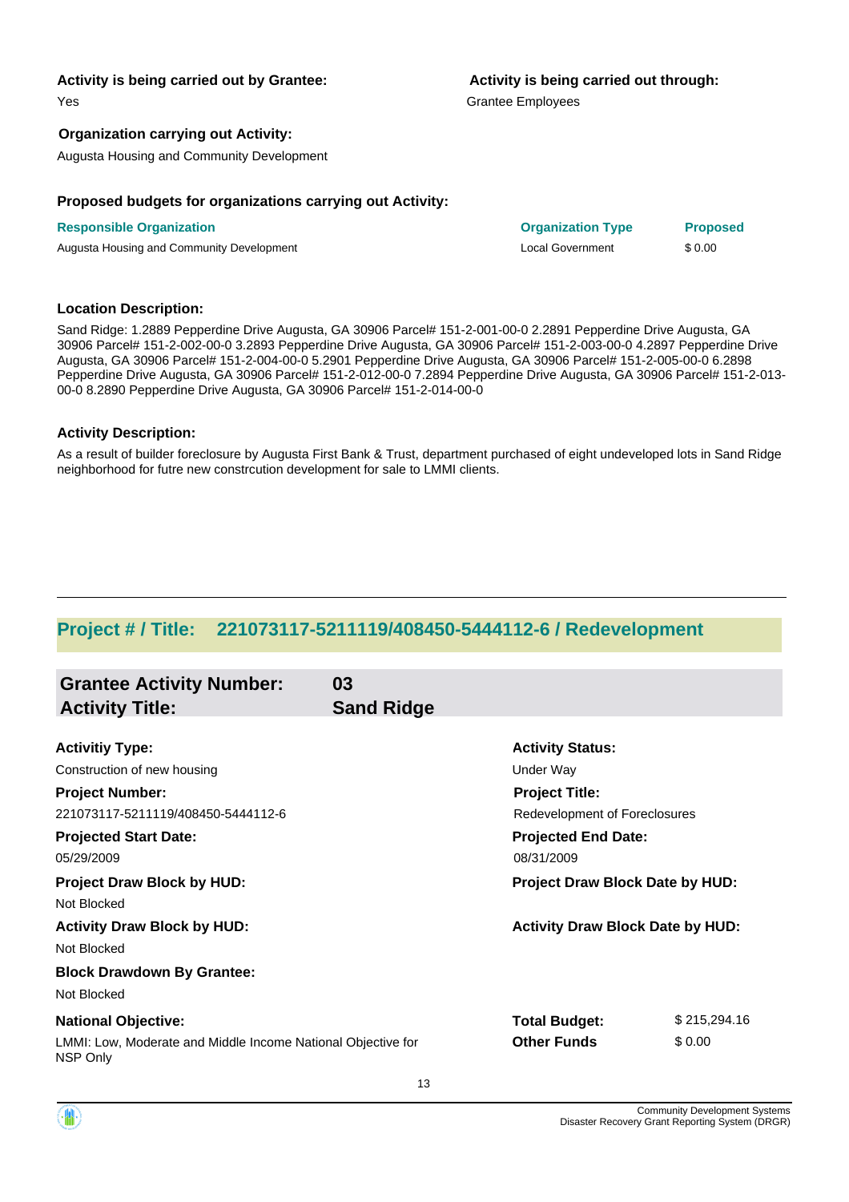**Activity is being carried out by Grantee:**

Yes

**Activity is being carried out through:**

Grantee Employees

**Organization carrying out Activity:**

Augusta Housing and Community Development

**Proposed budgets for organizations carrying out Activity:**

| Responsible Organization | Organization Type | Proposed |
| --- | --- | --- |
| Augusta Housing and Community Development | Local Government | $ 0.00 |

**Location Description:**

Sand Ridge: 1.2889 Pepperdine Drive Augusta, GA 30906 Parcel# 151-2-001-00-0 2.2891 Pepperdine Drive Augusta, GA 30906 Parcel# 151-2-002-00-0 3.2893 Pepperdine Drive Augusta, GA 30906 Parcel# 151-2-003-00-0 4.2897 Pepperdine Drive Augusta, GA 30906 Parcel# 151-2-004-00-0 5.2901 Pepperdine Drive Augusta, GA 30906 Parcel# 151-2-005-00-0 6.2898 Pepperdine Drive Augusta, GA 30906 Parcel# 151-2-012-00-0 7.2894 Pepperdine Drive Augusta, GA 30906 Parcel# 151-2-013-00-0 8.2890 Pepperdine Drive Augusta, GA 30906 Parcel# 151-2-014-00-0

**Activity Description:**

As a result of builder foreclosure by Augusta First Bank & Trust, department purchased of eight undeveloped lots in Sand Ridge neighborhood for futre new constrcution development for sale to LMMI clients.

## Project # / Title: 221073117-5211119/408450-5444112-6 / Redevelopment

### Grantee Activity Number: 03
### Activity Title: Sand Ridge

**Activitiy Type:**

Construction of new housing

**Activity Status:**

Under Way

**Project Number:**

221073117-5211119/408450-5444112-6

**Project Title:**

Redevelopment of Foreclosures

**Projected Start Date:**

05/29/2009

**Projected End Date:**

08/31/2009

**Project Draw Block by HUD:**

Not Blocked

**Project Draw Block Date by HUD:**

**Activity Draw Block by HUD:**

Not Blocked

**Activity Draw Block Date by HUD:**

**Block Drawdown By Grantee:**

Not Blocked

**National Objective:**

LMMI: Low, Moderate and Middle Income National Objective for NSP Only

**Total Budget:** $ 215,294.16

**Other Funds** $ 0.00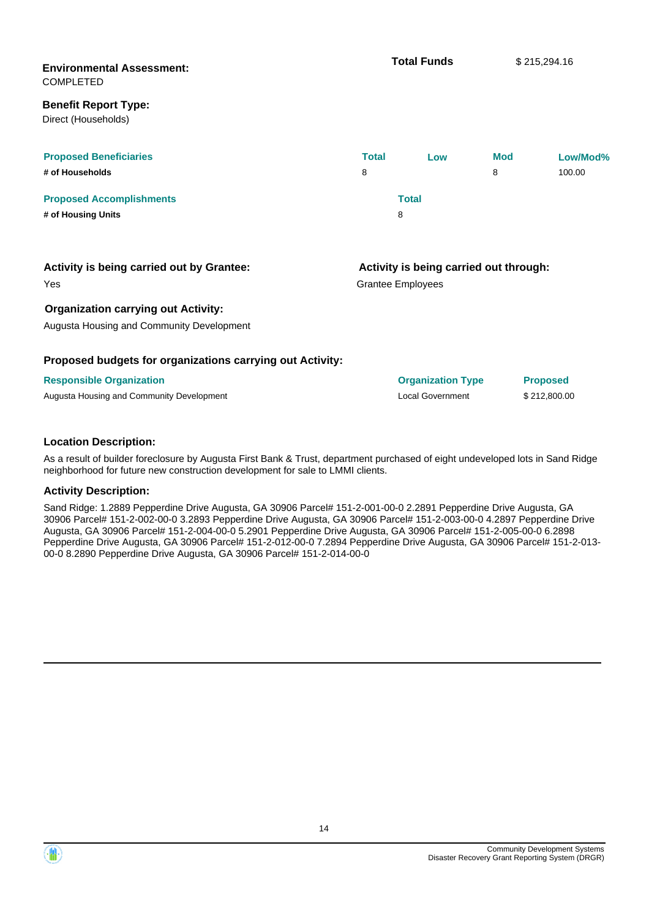**Environmental Assessment:**
COMPLETED

**Total Funds** $ 215,294.16

**Benefit Report Type:**
Direct (Households)

| Proposed Beneficiaries | Total | Low | Mod | Low/Mod% |
|---|---|---|---|---|
| # of Households | 8 | | 8 | 100.00 |

| Proposed Accomplishments | Total |
|---|---|
| # of Housing Units | 8 |

**Activity is being carried out by Grantee:**
Yes

**Activity is being carried out through:**
Grantee Employees

**Organization carrying out Activity:**
Augusta Housing and Community Development

**Proposed budgets for organizations carrying out Activity:**

| Responsible Organization | Organization Type | Proposed |
|---|---|---|
| Augusta Housing and Community Development | Local Government | $ 212,800.00 |

**Location Description:**

As a result of builder foreclosure by Augusta First Bank & Trust, department purchased of eight undeveloped lots in Sand Ridge neighborhood for future new construction development for sale to LMMI clients.

**Activity Description:**

Sand Ridge: 1.2889 Pepperdine Drive Augusta, GA 30906 Parcel# 151-2-001-00-0 2.2891 Pepperdine Drive Augusta, GA 30906 Parcel# 151-2-002-00-0 3.2893 Pepperdine Drive Augusta, GA 30906 Parcel# 151-2-003-00-0 4.2897 Pepperdine Drive Augusta, GA 30906 Parcel# 151-2-004-00-0 5.2901 Pepperdine Drive Augusta, GA 30906 Parcel# 151-2-005-00-0 6.2898 Pepperdine Drive Augusta, GA 30906 Parcel# 151-2-012-00-0 7.2894 Pepperdine Drive Augusta, GA 30906 Parcel# 151-2-013-00-0 8.2890 Pepperdine Drive Augusta, GA 30906 Parcel# 151-2-014-00-0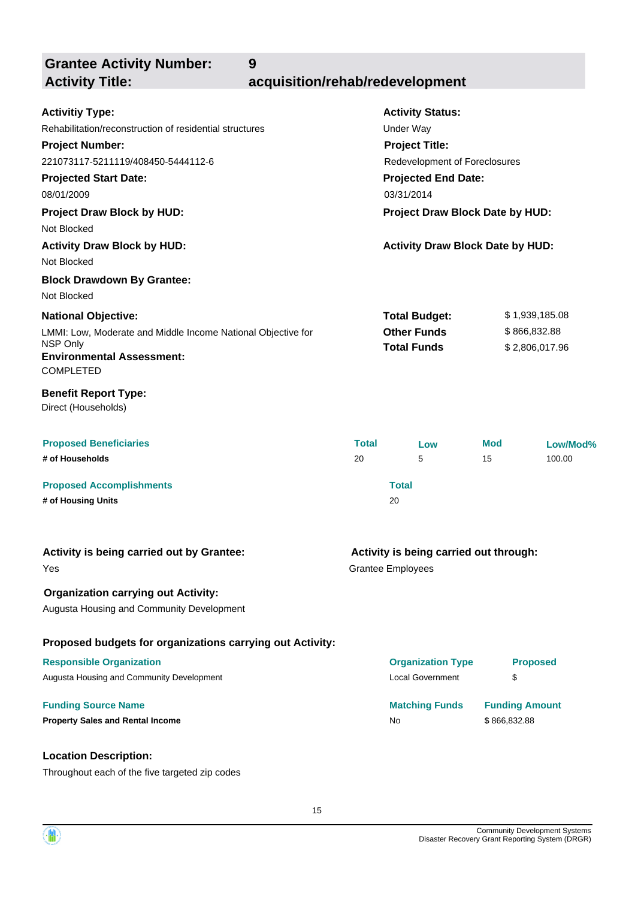| **Grantee Activity Number:** | **9** |
| --- | --- |
| **Activity Title:** | **acquisition/rehab/redevelopment** |

**Activitiy Type:**
Rehabilitation/reconstruction of residential structures

**Activity Status:**
Under Way

**Project Number:**
221073117-5211119/408450-5444112-6

**Project Title:**
Redevelopment of Foreclosures

**Projected Start Date:**
08/01/2009

**Projected End Date:**
03/31/2014

**Project Draw Block by HUD:**
Not Blocked

**Project Draw Block Date by HUD:**

**Activity Draw Block by HUD:**
Not Blocked

**Activity Draw Block Date by HUD:**

**Block Drawdown By Grantee:**
Not Blocked

**National Objective:**
LMMI: Low, Moderate and Middle Income National Objective for NSP Only

| | |
| --- | --- |
| **Total Budget:** | $ 1,939,185.08 |
| **Other Funds** | $ 866,832.88 |
| **Total Funds** | $ 2,806,017.96 |

**Environmental Assessment:**
COMPLETED

**Benefit Report Type:**
Direct (Households)

| Proposed Beneficiaries | Total | Low | Mod | Low/Mod% |
| --- | --- | --- | --- | --- |
| **# of Households** | 20 | 5 | 15 | 100.00 |

| Proposed Accomplishments | Total |
| --- | --- |
| **# of Housing Units** | 20 |

**Activity is being carried out by Grantee:**
Yes

**Activity is being carried out through:**
Grantee Employees

**Organization carrying out Activity:**
Augusta Housing and Community Development

**Proposed budgets for organizations carrying out Activity:**

| Responsible Organization | Organization Type | Proposed |
| --- | --- | --- |
| Augusta Housing and Community Development | Local Government | $ |

| Funding Source Name | Matching Funds | Funding Amount |
| --- | --- | --- |
| **Property Sales and Rental Income** | No | $ 866,832.88 |

**Location Description:**
Throughout each of the five targeted zip codes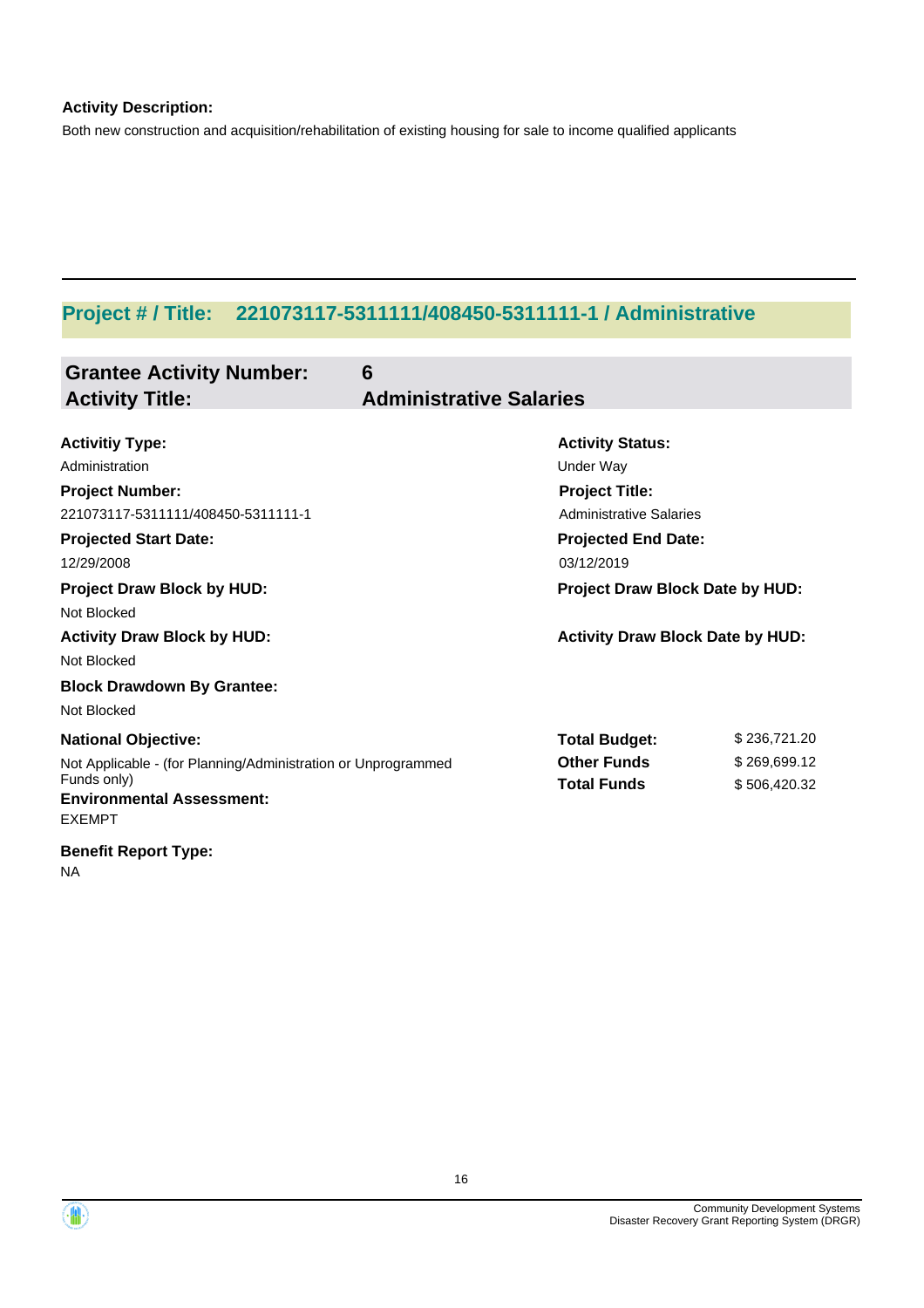**Activity Description:**

Both new construction and acquisition/rehabilitation of existing housing for sale to income qualified applicants

---

## Project # / Title: 221073117-5311111/408450-5311111-1 / Administrative

### Grantee Activity Number: 6
### Activity Title: Administrative Salaries

**Activitiy Type:**
Administration

**Activity Status:**
Under Way

**Project Number:**
221073117-5311111/408450-5311111-1

**Project Title:**
Administrative Salaries

**Projected Start Date:**
12/29/2008

**Projected End Date:**
03/12/2019

**Project Draw Block by HUD:**
Not Blocked

**Project Draw Block Date by HUD:**

**Activity Draw Block by HUD:**
Not Blocked

**Activity Draw Block Date by HUD:**

**Block Drawdown By Grantee:**
Not Blocked

**National Objective:**
Not Applicable - (for Planning/Administration or Unprogrammed Funds only)

| | |
|---|---|
| **Total Budget:** | $ 236,721.20 |
| **Other Funds** | $ 269,699.12 |
| **Total Funds** | $ 506,420.32 |

**Environmental Assessment:**
EXEMPT

**Benefit Report Type:**
NA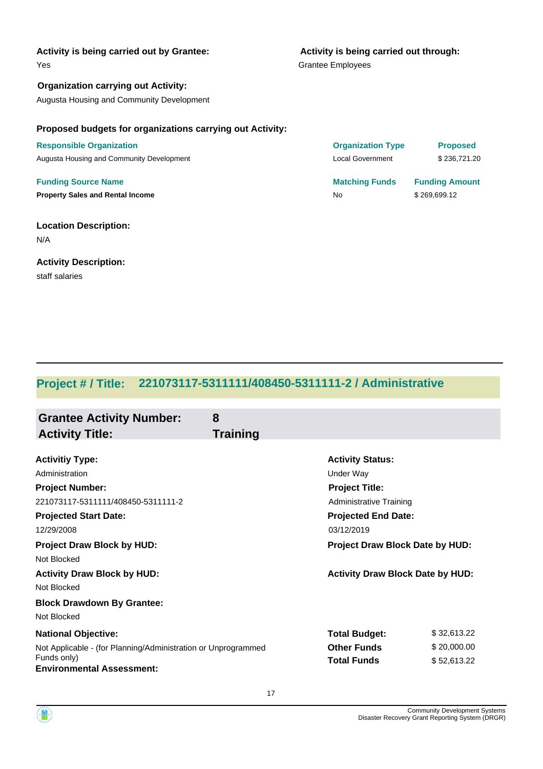**Activity is being carried out by Grantee:**
Yes

**Activity is being carried out through:**
Grantee Employees

**Organization carrying out Activity:**
Augusta Housing and Community Development

**Proposed budgets for organizations carrying out Activity:**

| Responsible Organization | Organization Type | Proposed |
|---|---|---|
| Augusta Housing and Community Development | Local Government | $ 236,721.20 |

| Funding Source Name | Matching Funds | Funding Amount |
|---|---|---|
| **Property Sales and Rental Income** | No | $ 269,699.12 |

**Location Description:**
N/A

**Activity Description:**
staff salaries

---

## Project # / Title: 221073117-5311111/408450-5311111-2 / Administrative

### Grantee Activity Number: 8
### Activity Title: Training

**Activitiy Type:**
Administration

**Activity Status:**
Under Way

**Project Number:**
221073117-5311111/408450-5311111-2

**Project Title:**
Administrative Training

**Projected Start Date:**
12/29/2008

**Projected End Date:**
03/12/2019

**Project Draw Block by HUD:**
Not Blocked

**Project Draw Block Date by HUD:**

**Activity Draw Block by HUD:**
Not Blocked

**Activity Draw Block Date by HUD:**

**Block Drawdown By Grantee:**
Not Blocked

**National Objective:**
Not Applicable - (for Planning/Administration or Unprogrammed Funds only)

| | |
|---|---|
| **Total Budget:** | $ 32,613.22 |
| **Other Funds** | $ 20,000.00 |
| **Total Funds** | $ 52,613.22 |

**Environmental Assessment:**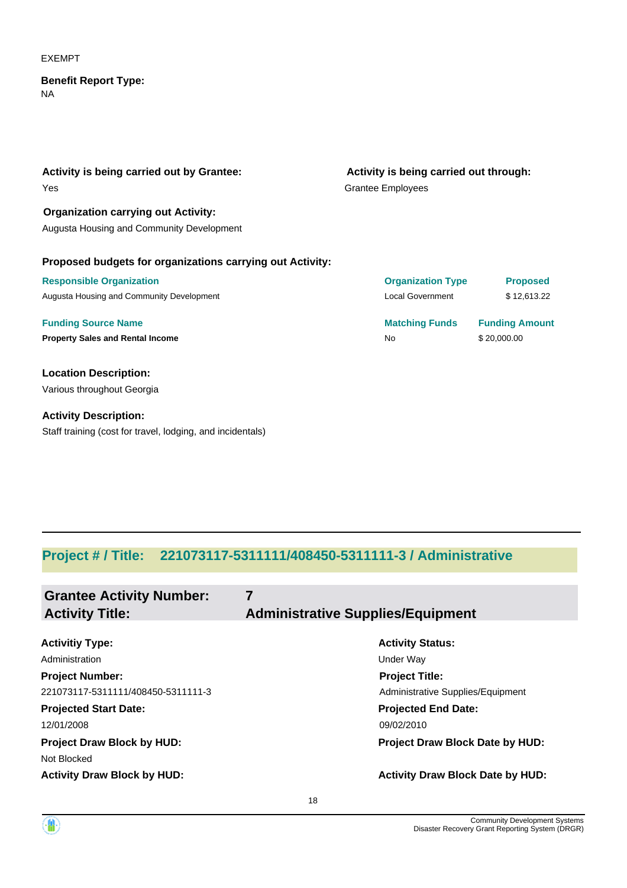EXEMPT

**Benefit Report Type:**
NA

**Activity is being carried out by Grantee:**
Yes

**Activity is being carried out through:**
Grantee Employees

**Organization carrying out Activity:**
Augusta Housing and Community Development

**Proposed budgets for organizations carrying out Activity:**

| Responsible Organization | Organization Type | Proposed |
|---|---|---|
| Augusta Housing and Community Development | Local Government | $ 12,613.22 |

| Funding Source Name | Matching Funds | Funding Amount |
|---|---|---|
| **Property Sales and Rental Income** | No | $ 20,000.00 |

**Location Description:**
Various throughout Georgia

**Activity Description:**
Staff training (cost for travel, lodging, and incidentals)

---

## Project # / Title: 221073117-5311111/408450-5311111-3 / Administrative

### Grantee Activity Number: 7
### Activity Title: Administrative Supplies/Equipment

**Activitiy Type:**
Administration

**Activity Status:**
Under Way

**Project Number:**
221073117-5311111/408450-5311111-3

**Project Title:**
Administrative Supplies/Equipment

**Projected Start Date:**
12/01/2008

**Projected End Date:**
09/02/2010

**Project Draw Block by HUD:**
Not Blocked

**Project Draw Block Date by HUD:**

**Activity Draw Block by HUD:**

**Activity Draw Block Date by HUD:**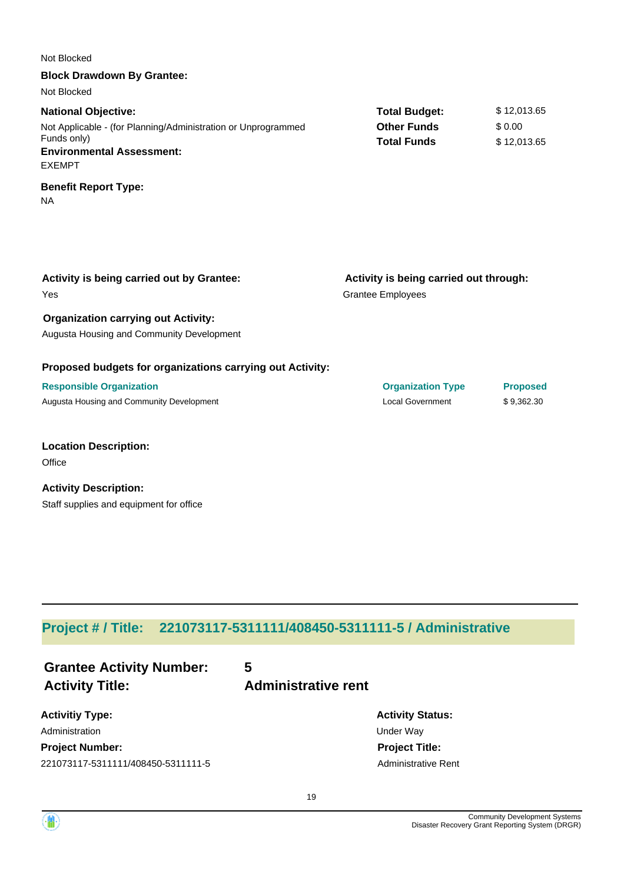Not Blocked

**Block Drawdown By Grantee:**

Not Blocked

**National Objective:**

Not Applicable - (for Planning/Administration or Unprogrammed Funds only)

**Environmental Assessment:**

EXEMPT

**Benefit Report Type:**

NA

| | |
|---|---|
| **Total Budget:** | $ 12,013.65 |
| **Other Funds** | $ 0.00 |
| **Total Funds** | $ 12,013.65 |

**Activity is being carried out by Grantee:**

Yes

**Activity is being carried out through:**

Grantee Employees

**Organization carrying out Activity:**

Augusta Housing and Community Development

**Proposed budgets for organizations carrying out Activity:**

| Responsible Organization | Organization Type | Proposed |
|---|---|---|
| Augusta Housing and Community Development | Local Government | $ 9,362.30 |

**Location Description:**

Office

**Activity Description:**

Staff supplies and equipment for office

---

## Project # / Title: 221073117-5311111/408450-5311111-5 / Administrative

### Grantee Activity Number: 5
### Activity Title: Administrative rent

**Activitiy Type:**

Administration

**Project Number:**

221073117-5311111/408450-5311111-5

**Activity Status:**

Under Way

**Project Title:**

Administrative Rent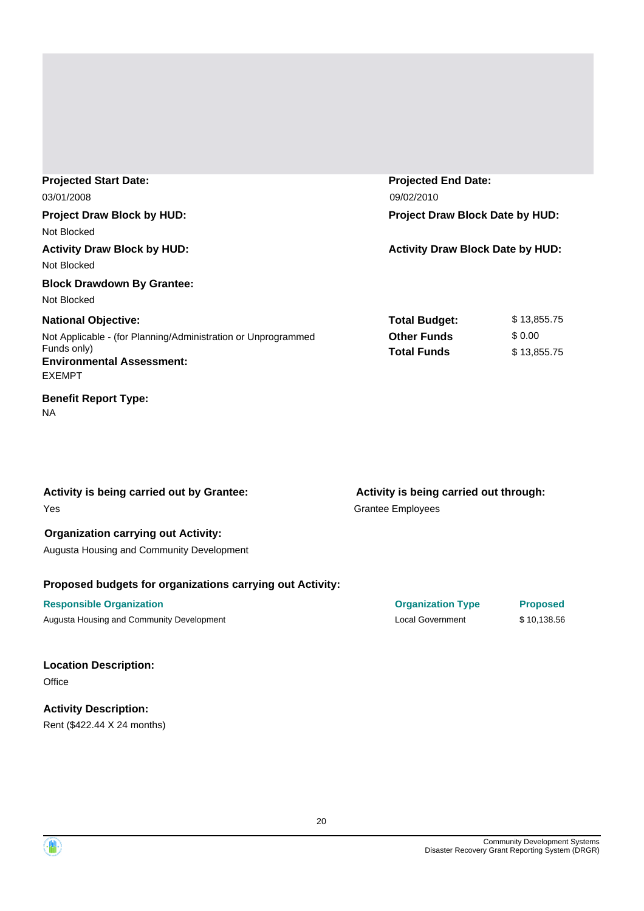**Projected Start Date:**
03/01/2008

**Projected End Date:**
09/02/2010

**Project Draw Block by HUD:**
Not Blocked

**Project Draw Block Date by HUD:**

**Activity Draw Block by HUD:**
Not Blocked

**Activity Draw Block Date by HUD:**

**Block Drawdown By Grantee:**
Not Blocked

**National Objective:**
Not Applicable - (for Planning/Administration or Unprogrammed Funds only)

| | |
|---|---|
| **Total Budget:** | $ 13,855.75 |
| **Other Funds** | $ 0.00 |
| **Total Funds** | $ 13,855.75 |

**Environmental Assessment:**
EXEMPT

**Benefit Report Type:**
NA

**Activity is being carried out by Grantee:**
Yes

**Activity is being carried out through:**
Grantee Employees

**Organization carrying out Activity:**
Augusta Housing and Community Development

**Proposed budgets for organizations carrying out Activity:**

| Responsible Organization | Organization Type | Proposed |
|---|---|---|
| Augusta Housing and Community Development | Local Government | $ 10,138.56 |

**Location Description:**
Office

**Activity Description:**
Rent ($422.44 X 24 months)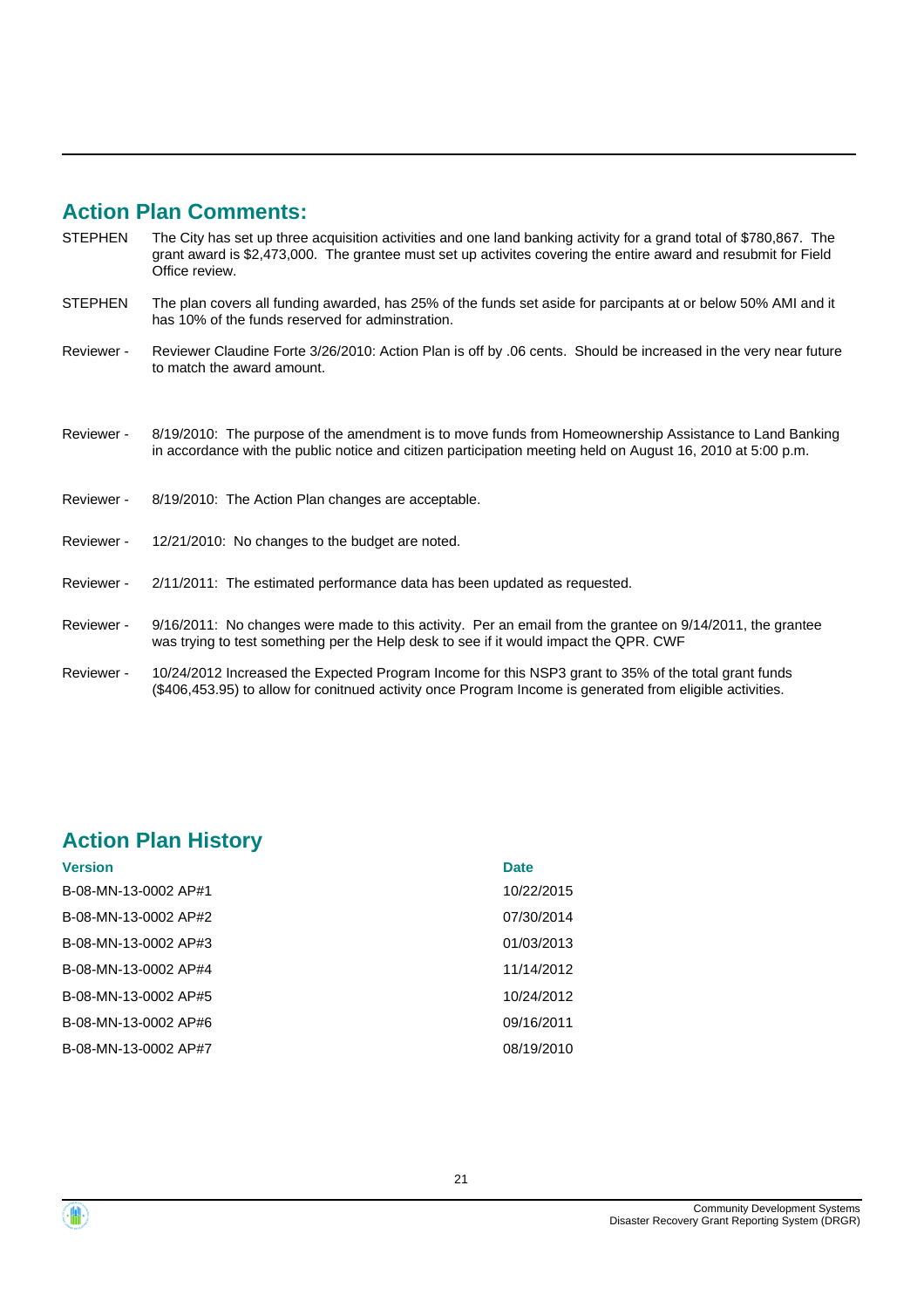## Action Plan Comments:

| | |
|---|---|
| STEPHEN | The City has set up three acquisition activities and one land banking activity for a grand total of $780,867. The grant award is $2,473,000. The grantee must set up activites covering the entire award and resubmit for Field Office review. |
| STEPHEN | The plan covers all funding awarded, has 25% of the funds set aside for parcipants at or below 50% AMI and it has 10% of the funds reserved for adminstration. |
| Reviewer - | Reviewer Claudine Forte 3/26/2010: Action Plan is off by .06 cents. Should be increased in the very near future to match the award amount. |
| Reviewer - | 8/19/2010: The purpose of the amendment is to move funds from Homeownership Assistance to Land Banking in accordance with the public notice and citizen participation meeting held on August 16, 2010 at 5:00 p.m. |
| Reviewer - | 8/19/2010: The Action Plan changes are acceptable. |
| Reviewer - | 12/21/2010: No changes to the budget are noted. |
| Reviewer - | 2/11/2011: The estimated performance data has been updated as requested. |
| Reviewer - | 9/16/2011: No changes were made to this activity. Per an email from the grantee on 9/14/2011, the grantee was trying to test something per the Help desk to see if it would impact the QPR. CWF |
| Reviewer - | 10/24/2012 Increased the Expected Program Income for this NSP3 grant to 35% of the total grant funds ($406,453.95) to allow for conitnued activity once Program Income is generated from eligible activities. |

## Action Plan History

| Version | Date |
|---|---|
| B-08-MN-13-0002 AP#1 | 10/22/2015 |
| B-08-MN-13-0002 AP#2 | 07/30/2014 |
| B-08-MN-13-0002 AP#3 | 01/03/2013 |
| B-08-MN-13-0002 AP#4 | 11/14/2012 |
| B-08-MN-13-0002 AP#5 | 10/24/2012 |
| B-08-MN-13-0002 AP#6 | 09/16/2011 |
| B-08-MN-13-0002 AP#7 | 08/19/2010 |